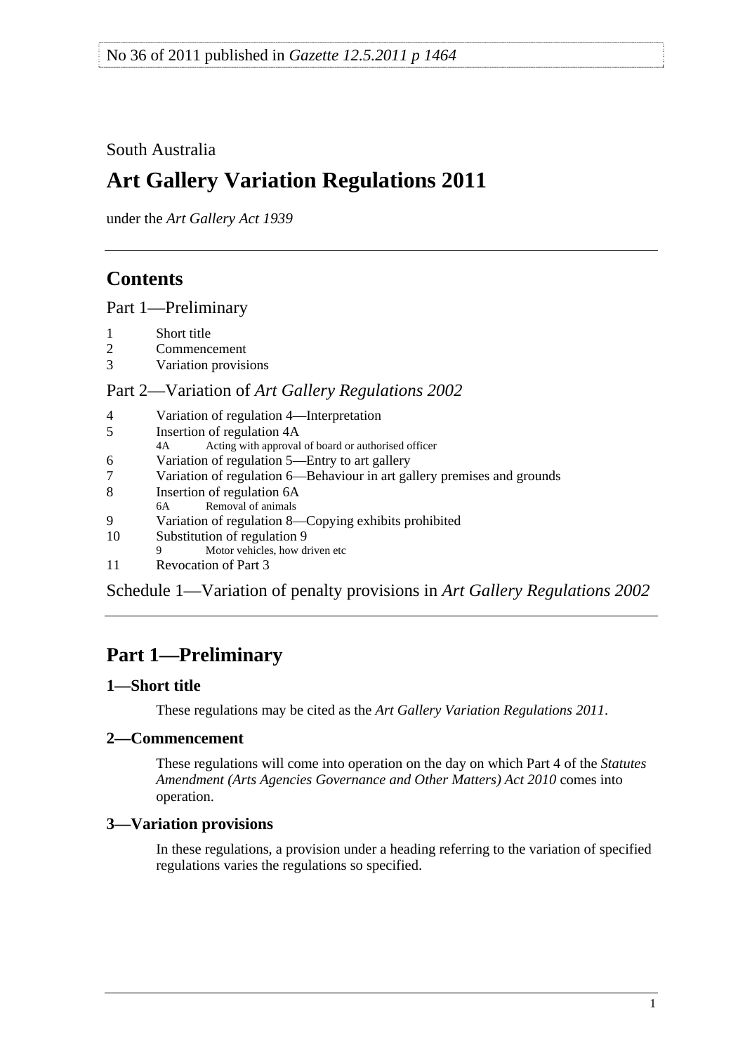No 36 of 2011 published in *Gazette 12.5.2011 p 1464*

South Australia

# Art Gallery Variation Regulations 2011

under the *Art Gallery Act 1939*

## Contents

Part 1—Preliminary

1 Short title
2 Commencement
3 Variation provisions

Part 2—Variation of *Art Gallery Regulations 2002*

4 Variation of regulation 4—Interpretation
5 Insertion of regulation 4A
  4A Acting with approval of board or authorised officer
6 Variation of regulation 5—Entry to art gallery
7 Variation of regulation 6—Behaviour in art gallery premises and grounds
8 Insertion of regulation 6A
  6A Removal of animals
9 Variation of regulation 8—Copying exhibits prohibited
10 Substitution of regulation 9
  9 Motor vehicles, how driven etc
11 Revocation of Part 3

Schedule 1—Variation of penalty provisions in *Art Gallery Regulations 2002*

## Part 1—Preliminary

### 1—Short title

These regulations may be cited as the *Art Gallery Variation Regulations 2011*.

### 2—Commencement

These regulations will come into operation on the day on which Part 4 of the *Statutes Amendment (Arts Agencies Governance and Other Matters) Act 2010* comes into operation.

### 3—Variation provisions

In these regulations, a provision under a heading referring to the variation of specified regulations varies the regulations so specified.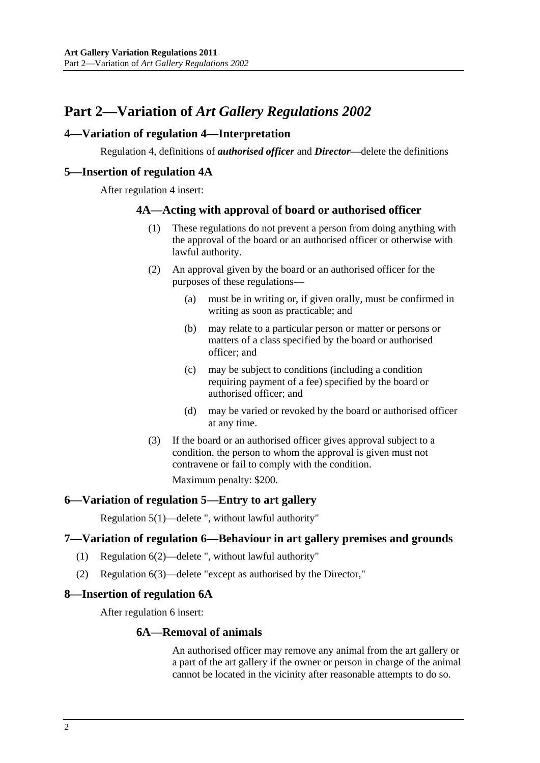# Part 2—Variation of *Art Gallery Regulations 2002*

## 4—Variation of regulation 4—Interpretation

Regulation 4, definitions of ***authorised officer*** and ***Director***—delete the definitions

## 5—Insertion of regulation 4A

After regulation 4 insert:

### 4A—Acting with approval of board or authorised officer

(1) These regulations do not prevent a person from doing anything with the approval of the board or an authorised officer or otherwise with lawful authority.

(2) An approval given by the board or an authorised officer for the purposes of these regulations—

- (a) must be in writing or, if given orally, must be confirmed in writing as soon as practicable; and
- (b) may relate to a particular person or matter or persons or matters of a class specified by the board or authorised officer; and
- (c) may be subject to conditions (including a condition requiring payment of a fee) specified by the board or authorised officer; and
- (d) may be varied or revoked by the board or authorised officer at any time.

(3) If the board or an authorised officer gives approval subject to a condition, the person to whom the approval is given must not contravene or fail to comply with the condition.

Maximum penalty: $200.

## 6—Variation of regulation 5—Entry to art gallery

Regulation 5(1)—delete ", without lawful authority"

## 7—Variation of regulation 6—Behaviour in art gallery premises and grounds

(1) Regulation 6(2)—delete ", without lawful authority"

(2) Regulation 6(3)—delete "except as authorised by the Director,"

## 8—Insertion of regulation 6A

After regulation 6 insert:

### 6A—Removal of animals

An authorised officer may remove any animal from the art gallery or a part of the art gallery if the owner or person in charge of the animal cannot be located in the vicinity after reasonable attempts to do so.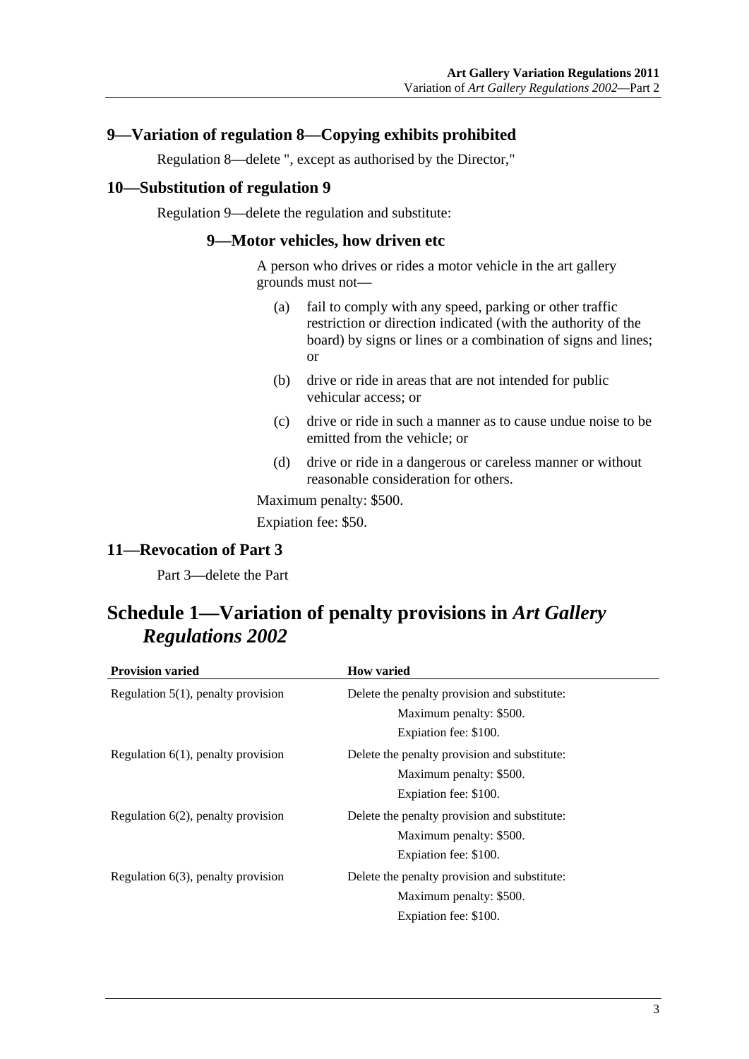### 9—Variation of regulation 8—Copying exhibits prohibited

Regulation 8—delete ", except as authorised by the Director,"

### 10—Substitution of regulation 9

Regulation 9—delete the regulation and substitute:

#### 9—Motor vehicles, how driven etc

A person who drives or rides a motor vehicle in the art gallery grounds must not—

(a) fail to comply with any speed, parking or other traffic restriction or direction indicated (with the authority of the board) by signs or lines or a combination of signs and lines; or

(b) drive or ride in areas that are not intended for public vehicular access; or

(c) drive or ride in such a manner as to cause undue noise to be emitted from the vehicle; or

(d) drive or ride in a dangerous or careless manner or without reasonable consideration for others.

Maximum penalty: $500.

Expiation fee: $50.

### 11—Revocation of Part 3

Part 3—delete the Part

## Schedule 1—Variation of penalty provisions in *Art Gallery Regulations 2002*

| Provision varied | How varied |
| --- | --- |
| Regulation 5(1), penalty provision | Delete the penalty provision and substitute: Maximum penalty: $500. Expiation fee: $100. |
| Regulation 6(1), penalty provision | Delete the penalty provision and substitute: Maximum penalty: $500. Expiation fee: $100. |
| Regulation 6(2), penalty provision | Delete the penalty provision and substitute: Maximum penalty: $500. Expiation fee: $100. |
| Regulation 6(3), penalty provision | Delete the penalty provision and substitute: Maximum penalty: $500. Expiation fee: $100. |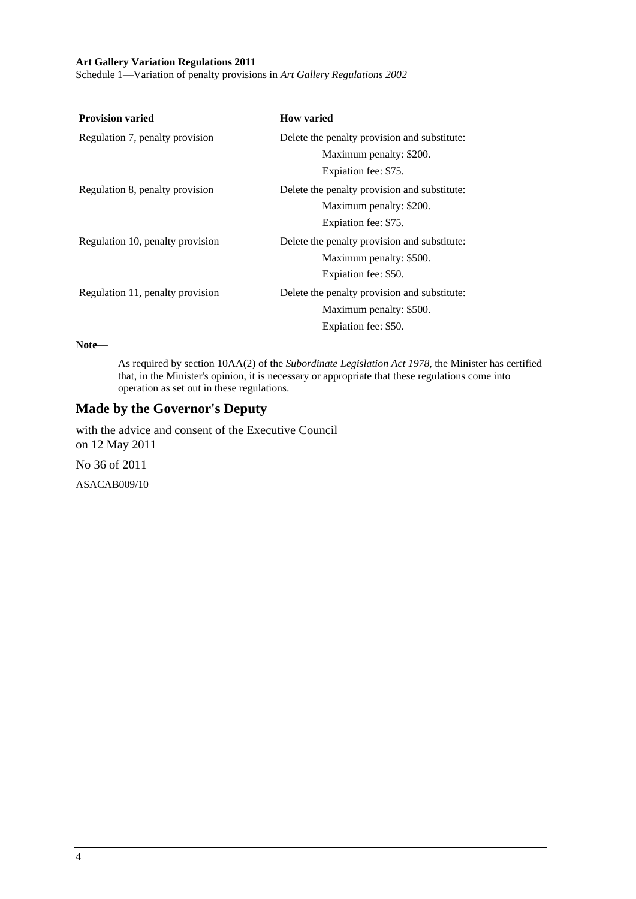| Provision varied | How varied |
|---|---|
| Regulation 7, penalty provision | Delete the penalty provision and substitute:<br>Maximum penalty: $200.<br>Expiation fee: $75. |
| Regulation 8, penalty provision | Delete the penalty provision and substitute:<br>Maximum penalty: $200.<br>Expiation fee: $75. |
| Regulation 10, penalty provision | Delete the penalty provision and substitute:<br>Maximum penalty: $500.<br>Expiation fee: $50. |
| Regulation 11, penalty provision | Delete the penalty provision and substitute:<br>Maximum penalty: $500.<br>Expiation fee: $50. |

**Note—**

As required by section 10AA(2) of the *Subordinate Legislation Act 1978*, the Minister has certified that, in the Minister's opinion, it is necessary or appropriate that these regulations come into operation as set out in these regulations.

## Made by the Governor's Deputy

with the advice and consent of the Executive Council on 12 May 2011

No 36 of 2011

ASACAB009/10